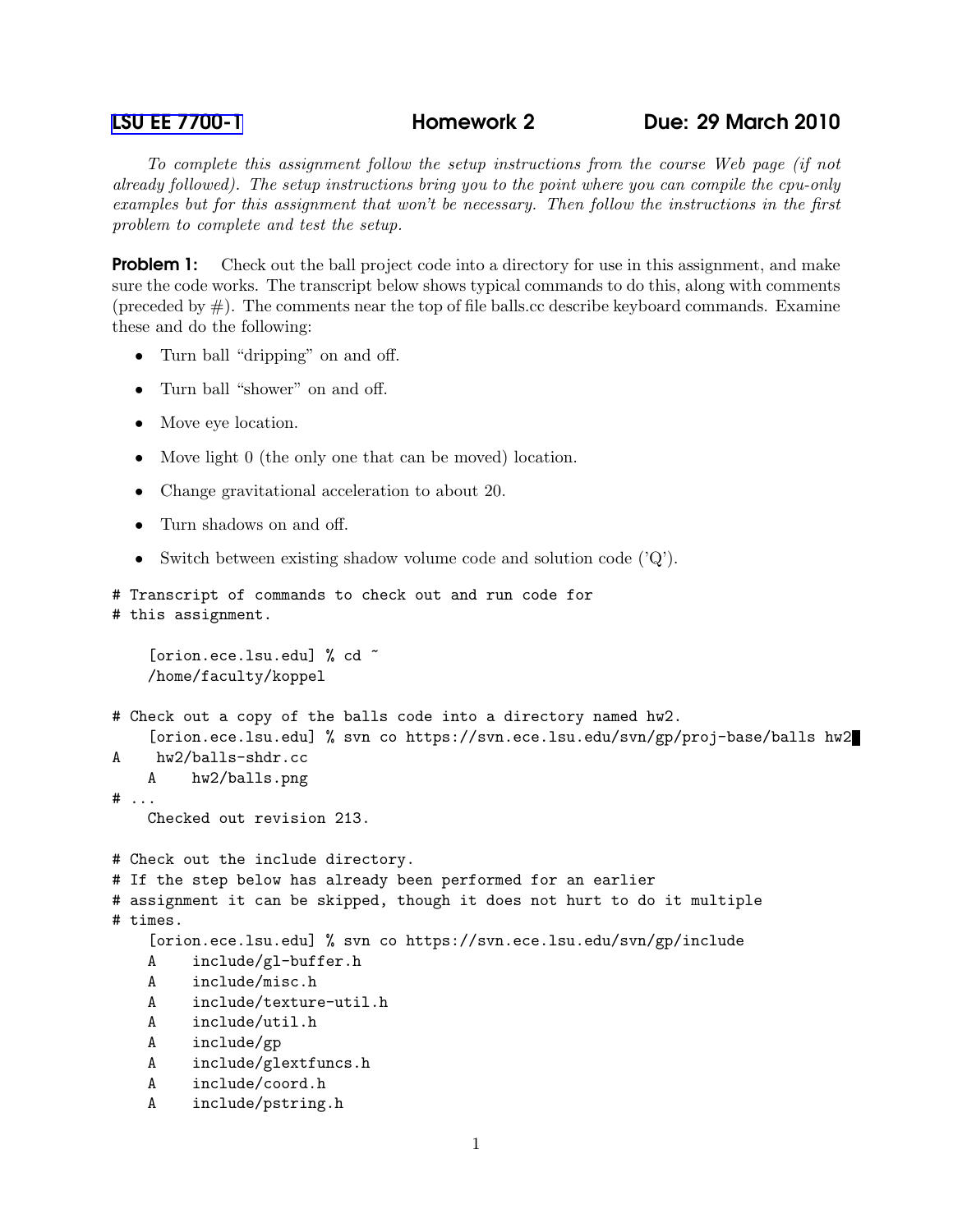LSU EE 7700-1 **Homework 2** **Due: 29 March 2010**

*To complete this assignment follow the setup instructions from the course Web page (if not already followed). The setup instructions bring you to the point where you can compile the cpu-only examples but for this assignment that won't be necessary. Then follow the instructions in the first problem to complete and test the setup.*

**Problem 1:** Check out the ball project code into a directory for use in this assignment, and make sure the code works. The transcript below shows typical commands to do this, along with comments (preceded by #). The comments near the top of file balls.cc describe keyboard commands. Examine these and do the following:

- Turn ball "dripping" on and off.
- Turn ball "shower" on and off.
- Move eye location.
- Move light 0 (the only one that can be moved) location.
- Change gravitational acceleration to about 20.
- Turn shadows on and off.
- Switch between existing shadow volume code and solution code ('Q').

```
# Transcript of commands to check out and run code for
# this assignment.

    [orion.ece.lsu.edu] % cd ~
    /home/faculty/koppel

# Check out a copy of the balls code into a directory named hw2.
    [orion.ece.lsu.edu] % svn co https://svn.ece.lsu.edu/svn/gp/proj-base/balls hw2
A    hw2/balls-shdr.cc
    A    hw2/balls.png
# ...
    Checked out revision 213.

# Check out the include directory.
# If the step below has already been performed for an earlier
# assignment it can be skipped, though it does not hurt to do it multiple
# times.
    [orion.ece.lsu.edu] % svn co https://svn.ece.lsu.edu/svn/gp/include
    A    include/gl-buffer.h
    A    include/misc.h
    A    include/texture-util.h
    A    include/util.h
    A    include/gp
    A    include/glextfuncs.h
    A    include/coord.h
    A    include/pstring.h
```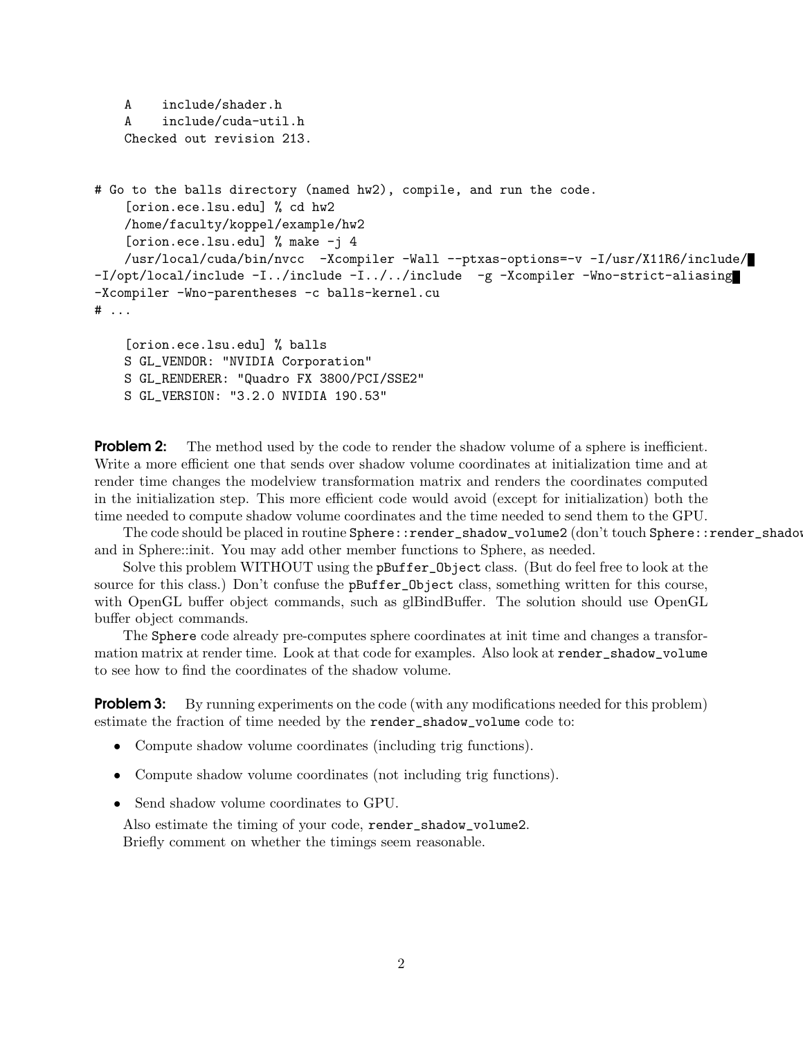```
    A    include/shader.h
    A    include/cuda-util.h
    Checked out revision 213.


# Go to the balls directory (named hw2), compile, and run the code.
    [orion.ece.lsu.edu] % cd hw2
    /home/faculty/koppel/example/hw2
    [orion.ece.lsu.edu] % make -j 4
    /usr/local/cuda/bin/nvcc  -Xcompiler -Wall --ptxas-options=-v -I/usr/X11R6/include/
-I/opt/local/include -I../include -I../../include  -g -Xcompiler -Wno-strict-aliasing
-Xcompiler -Wno-parentheses -c balls-kernel.cu
# ...

    [orion.ece.lsu.edu] % balls
    S GL_VENDOR: "NVIDIA Corporation"
    S GL_RENDERER: "Quadro FX 3800/PCI/SSE2"
    S GL_VERSION: "3.2.0 NVIDIA 190.53"
```

**Problem 2:** The method used by the code to render the shadow volume of a sphere is inefficient. Write a more efficient one that sends over shadow volume coordinates at initialization time and at render time changes the modelview transformation matrix and renders the coordinates computed in the initialization step. This more efficient code would avoid (except for initialization) both the time needed to compute shadow volume coordinates and the time needed to send them to the GPU.

The code should be placed in routine `Sphere::render_shadow_volume2` (don't touch `Sphere::render_shadow`
and in Sphere::init. You may add other member functions to Sphere, as needed.

Solve this problem WITHOUT using the `pBuffer_Object` class. (But do feel free to look at the source for this class.) Don't confuse the `pBuffer_Object` class, something written for this course, with OpenGL buffer object commands, such as glBindBuffer. The solution should use OpenGL buffer object commands.

The `Sphere` code already pre-computes sphere coordinates at init time and changes a transformation matrix at render time. Look at that code for examples. Also look at `render_shadow_volume` to see how to find the coordinates of the shadow volume.

**Problem 3:** By running experiments on the code (with any modifications needed for this problem) estimate the fraction of time needed by the `render_shadow_volume` code to:

- Compute shadow volume coordinates (including trig functions).
- Compute shadow volume coordinates (not including trig functions).
- Send shadow volume coordinates to GPU.

Also estimate the timing of your code, `render_shadow_volume2`.
Briefly comment on whether the timings seem reasonable.